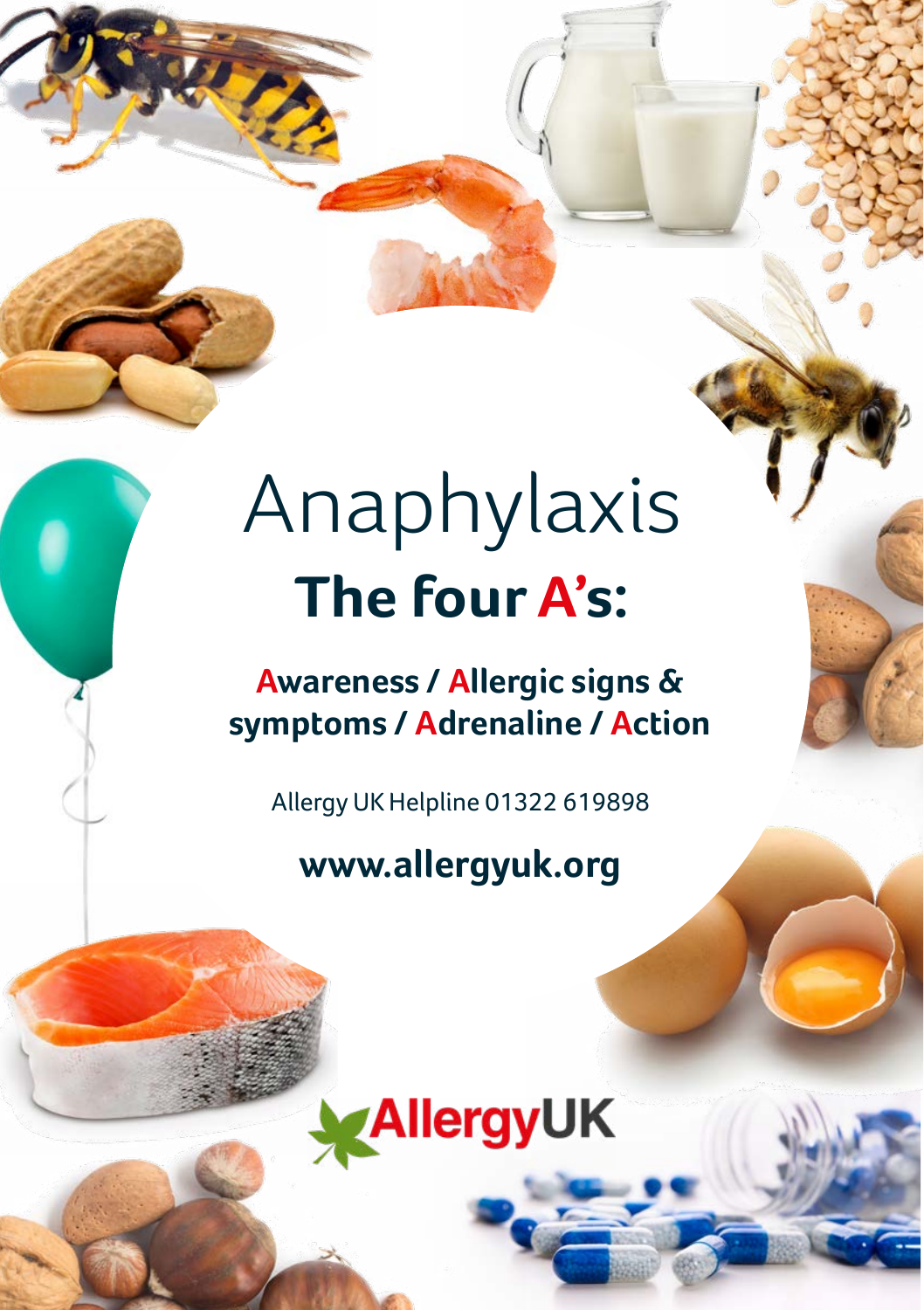# Anaphylaxis

## The four A's:

**Awareness / Allergic signs & symptoms / Adrenaline / Action**

Allergy UK Helpline 01322 619898

**www.allergyuk.org**

AllergyUK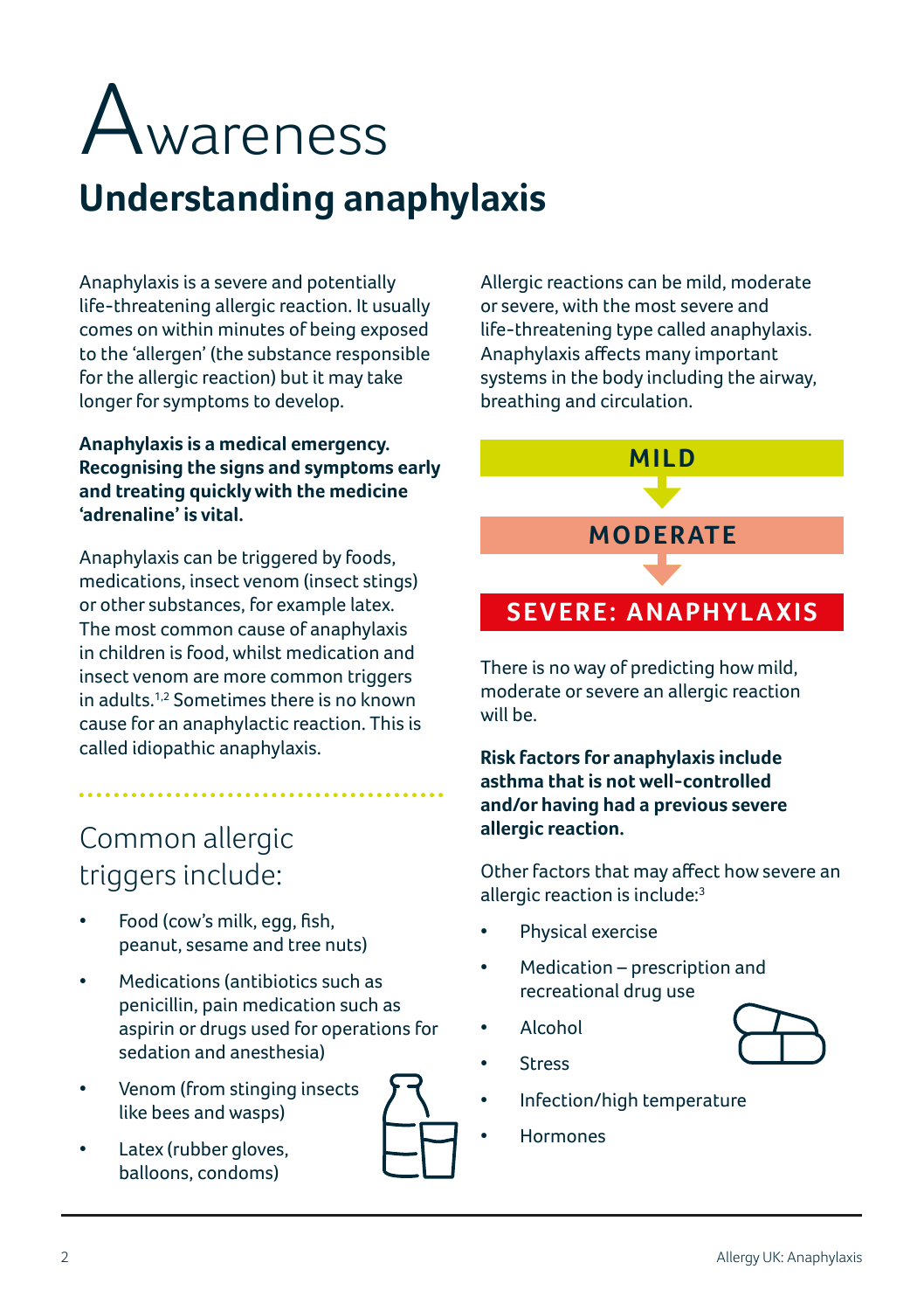# Awareness

## Understanding anaphylaxis

Anaphylaxis is a severe and potentially life-threatening allergic reaction. It usually comes on within minutes of being exposed to the 'allergen' (the substance responsible for the allergic reaction) but it may take longer for symptoms to develop.

**Anaphylaxis is a medical emergency. Recognising the signs and symptoms early and treating quickly with the medicine 'adrenaline' is vital.**

Anaphylaxis can be triggered by foods, medications, insect venom (insect stings) or other substances, for example latex. The most common cause of anaphylaxis in children is food, whilst medication and insect venom are more common triggers in adults.[1,2] Sometimes there is no known cause for an anaphylactic reaction. This is called idiopathic anaphylaxis.

### Common allergic triggers include:

- Food (cow's milk, egg, fish, peanut, sesame and tree nuts)
- Medications (antibiotics such as penicillin, pain medication such as aspirin or drugs used for operations for sedation and anesthesia)
- Venom (from stinging insects like bees and wasps)
- Latex (rubber gloves, balloons, condoms)

Allergic reactions can be mild, moderate or severe, with the most severe and life-threatening type called anaphylaxis. Anaphylaxis affects many important systems in the body including the airway, breathing and circulation.

MILD
↓
MODERATE
↓
SEVERE: ANAPHYLAXIS

There is no way of predicting how mild, moderate or severe an allergic reaction will be.

**Risk factors for anaphylaxis include asthma that is not well-controlled and/or having had a previous severe allergic reaction.**

Other factors that may affect how severe an allergic reaction is include:[3]

- Physical exercise
- Medication – prescription and recreational drug use
- Alcohol
- Stress
- Infection/high temperature
- Hormones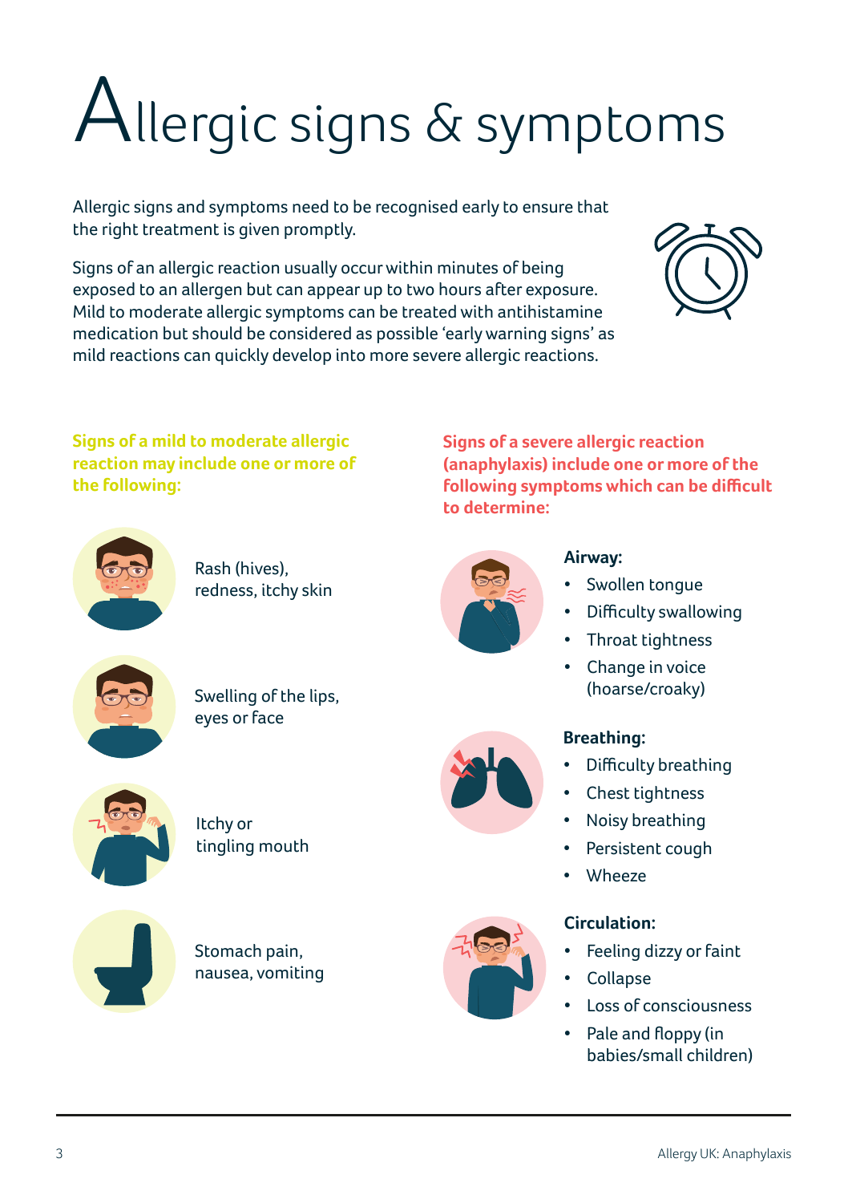# Allergic signs & symptoms

Allergic signs and symptoms need to be recognised early to ensure that the right treatment is given promptly.

Signs of an allergic reaction usually occur within minutes of being exposed to an allergen but can appear up to two hours after exposure. Mild to moderate allergic symptoms can be treated with antihistamine medication but should be considered as possible 'early warning signs' as mild reactions can quickly develop into more severe allergic reactions.

**Signs of a mild to moderate allergic reaction may include one or more of the following:**

- Rash (hives), redness, itchy skin
- Swelling of the lips, eyes or face
- Itchy or tingling mouth
- Stomach pain, nausea, vomiting

**Signs of a severe allergic reaction (anaphylaxis) include one or more of the following symptoms which can be difficult to determine:**

**Airway:**

- Swollen tongue
- Difficulty swallowing
- Throat tightness
- Change in voice (hoarse/croaky)

**Breathing:**

- Difficulty breathing
- Chest tightness
- Noisy breathing
- Persistent cough
- Wheeze

**Circulation:**

- Feeling dizzy or faint
- Collapse
- Loss of consciousness
- Pale and floppy (in babies/small children)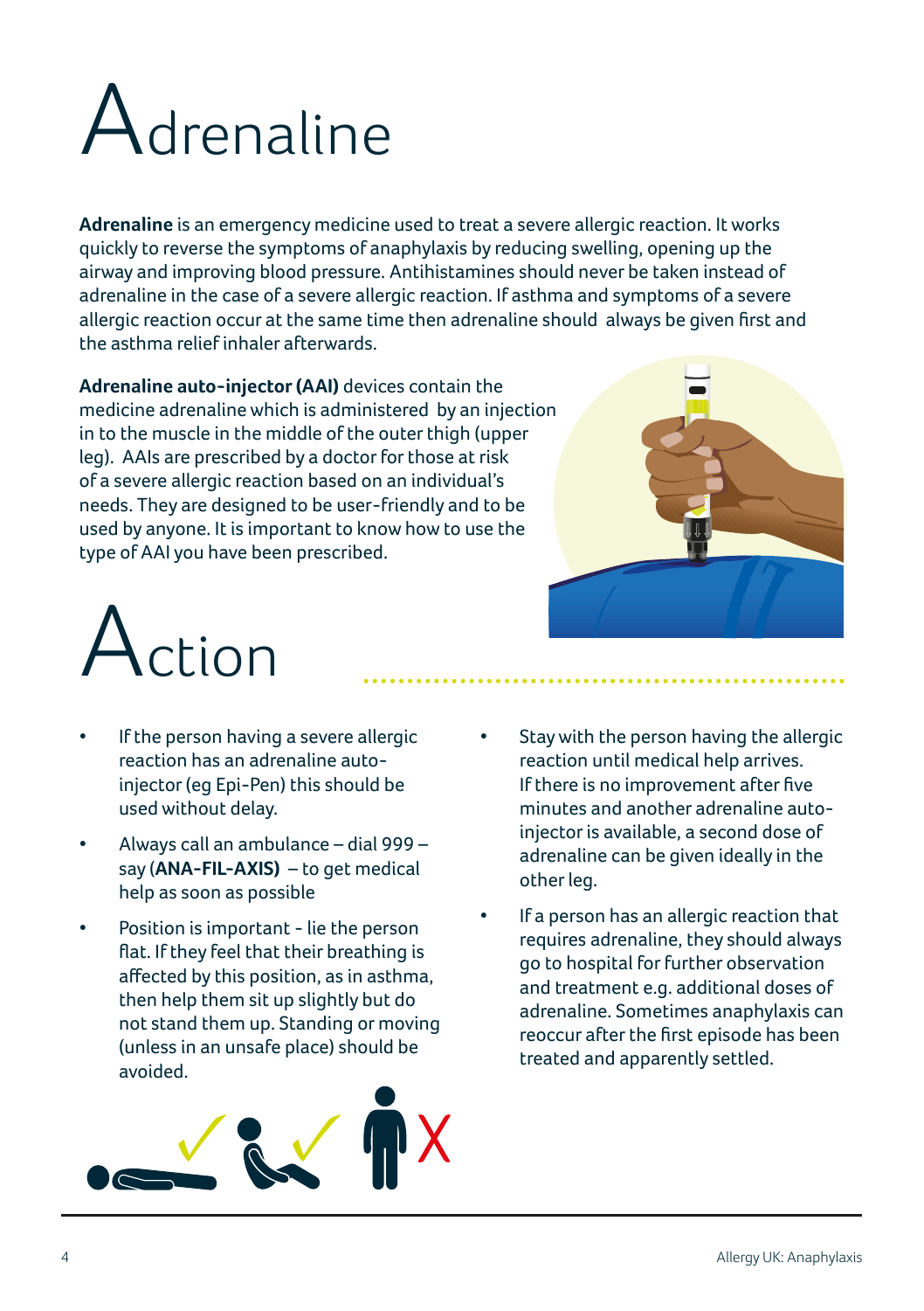# Adrenaline

**Adrenaline** is an emergency medicine used to treat a severe allergic reaction. It works quickly to reverse the symptoms of anaphylaxis by reducing swelling, opening up the airway and improving blood pressure. Antihistamines should never be taken instead of adrenaline in the case of a severe allergic reaction. If asthma and symptoms of a severe allergic reaction occur at the same time then adrenaline should always be given first and the asthma relief inhaler afterwards.

**Adrenaline auto-injector (AAI)** devices contain the medicine adrenaline which is administered by an injection in to the muscle in the middle of the outer thigh (upper leg). AAIs are prescribed by a doctor for those at risk of a severe allergic reaction based on an individual's needs. They are designed to be user-friendly and to be used by anyone. It is important to know how to use the type of AAI you have been prescribed.

# Action

- If the person having a severe allergic reaction has an adrenaline auto-injector (eg Epi-Pen) this should be used without delay.
- Always call an ambulance – dial 999 – say (**ANA-FIL-AXIS**) – to get medical help as soon as possible
- Position is important - lie the person flat. If they feel that their breathing is affected by this position, as in asthma, then help them sit up slightly but do not stand them up. Standing or moving (unless in an unsafe place) should be avoided.
- Stay with the person having the allergic reaction until medical help arrives. If there is no improvement after five minutes and another adrenaline auto-injector is available, a second dose of adrenaline can be given ideally in the other leg.
- If a person has an allergic reaction that requires adrenaline, they should always go to hospital for further observation and treatment e.g. additional doses of adrenaline. Sometimes anaphylaxis can reoccur after the first episode has been treated and apparently settled.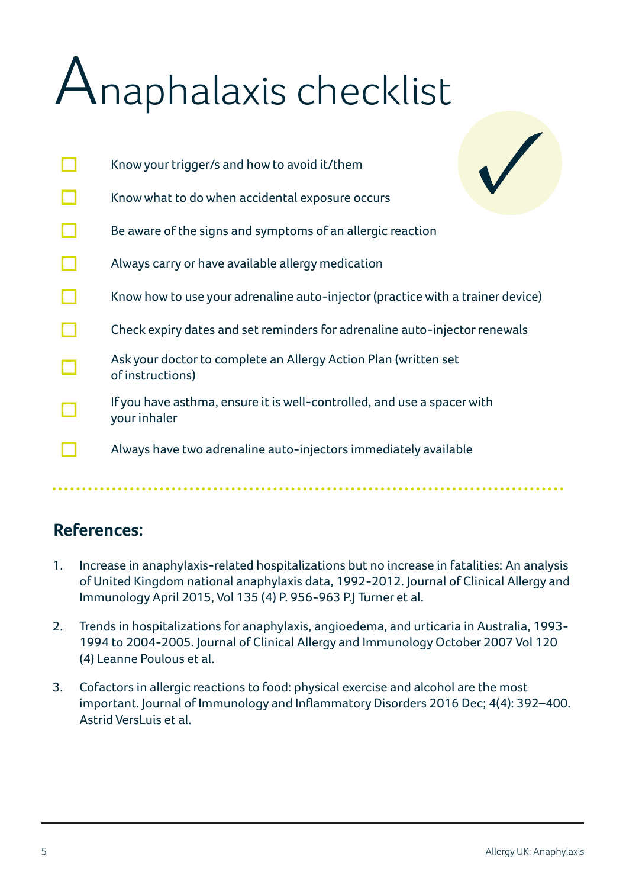# Anaphalaxis checklist

- [ ] Know your trigger/s and how to avoid it/them
- [ ] Know what to do when accidental exposure occurs
- [ ] Be aware of the signs and symptoms of an allergic reaction
- [ ] Always carry or have available allergy medication
- [ ] Know how to use your adrenaline auto-injector (practice with a trainer device)
- [ ] Check expiry dates and set reminders for adrenaline auto-injector renewals
- [ ] Ask your doctor to complete an Allergy Action Plan (written set of instructions)
- [ ] If you have asthma, ensure it is well-controlled, and use a spacer with your inhaler
- [ ] Always have two adrenaline auto-injectors immediately available

## References:

1. Increase in anaphylaxis-related hospitalizations but no increase in fatalities: An analysis of United Kingdom national anaphylaxis data, 1992-2012. Journal of Clinical Allergy and Immunology April 2015, Vol 135 (4) P. 956-963 P.J Turner et al.

2. Trends in hospitalizations for anaphylaxis, angioedema, and urticaria in Australia, 1993-1994 to 2004-2005. Journal of Clinical Allergy and Immunology October 2007 Vol 120 (4) Leanne Poulous et al.

3. Cofactors in allergic reactions to food: physical exercise and alcohol are the most important. Journal of Immunology and Inflammatory Disorders 2016 Dec; 4(4): 392–400. Astrid VersLuis et al.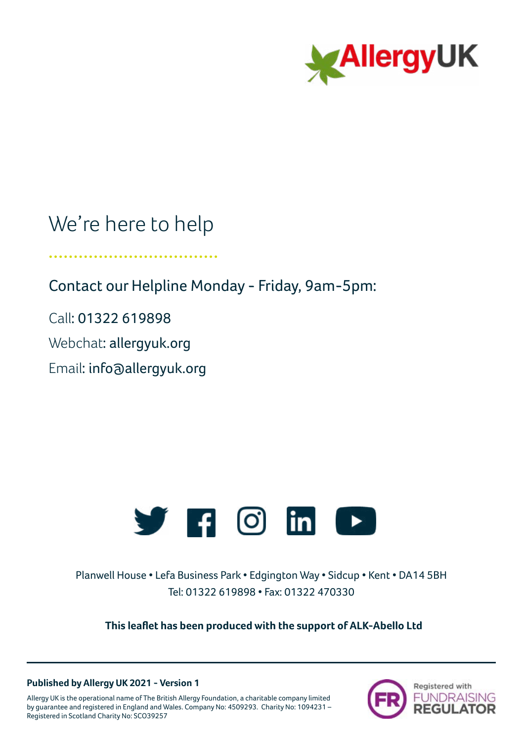AllergyUK

# We're here to help

Contact our Helpline Monday - Friday, 9am-5pm:

Call: 01322 619898

Webchat: allergyuk.org

Email: info@allergyuk.org

Planwell House • Lefa Business Park • Edgington Way • Sidcup • Kent • DA14 5BH
Tel: 01322 619898 • Fax: 01322 470330

**This leaflet has been produced with the support of ALK-Abello Ltd**

**Published by Allergy UK 2021 - Version 1**

Allergy UK is the operational name of The British Allergy Foundation, a charitable company limited by guarantee and registered in England and Wales. Company No: 4509293. Charity No: 1094231 – Registered in Scotland Charity No: SCO39257

Registered with FUNDRAISING REGULATOR